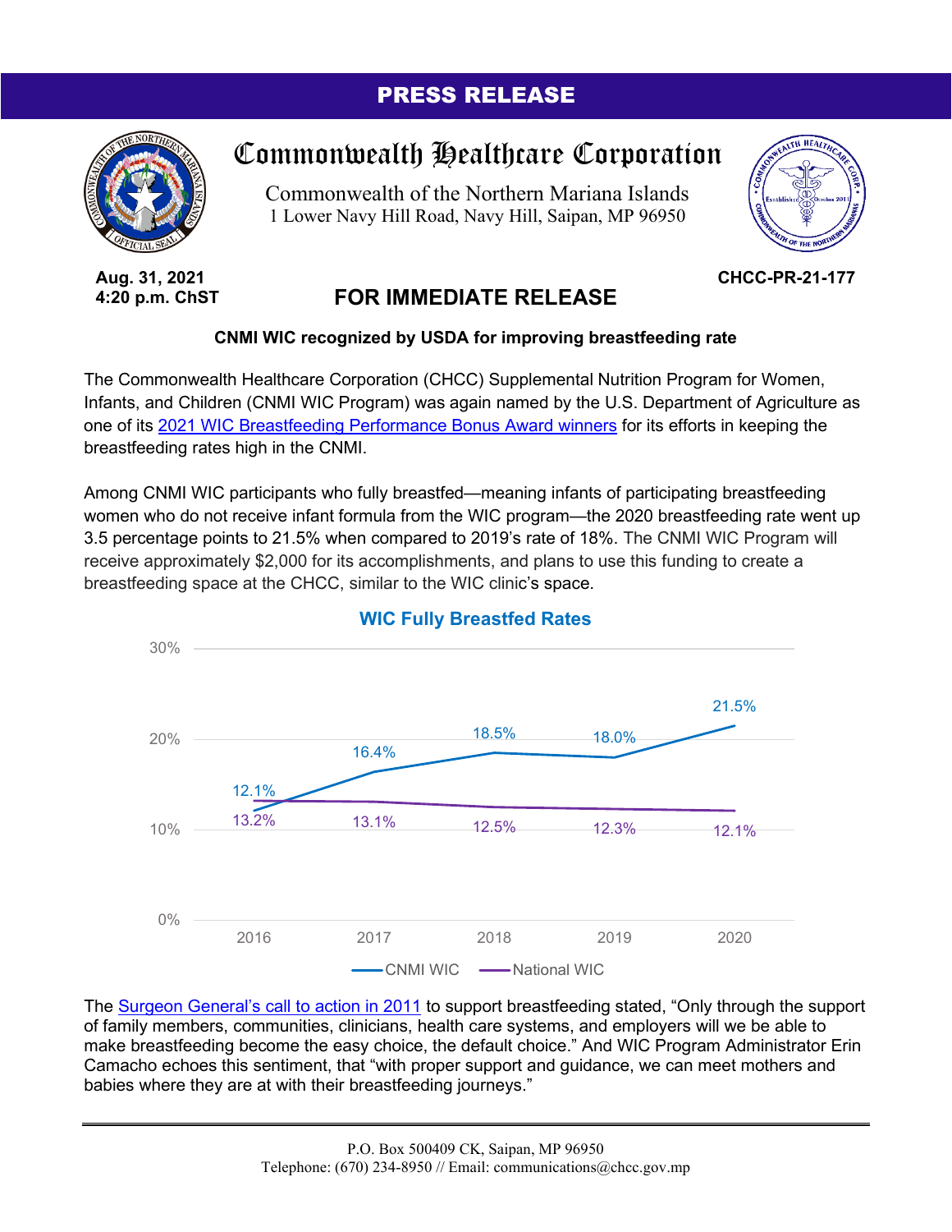**PRESS RELEASE**

# Commonwealth Healthcare Corporation

Commonwealth of the Northern Mariana Islands
1 Lower Navy Hill Road, Navy Hill, Saipan, MP 96950

**Aug. 31, 2021**
**4:20 p.m. ChST**

**CHCC-PR-21-177**

## FOR IMMEDIATE RELEASE

**CNMI WIC recognized by USDA for improving breastfeeding rate**

The Commonwealth Healthcare Corporation (CHCC) Supplemental Nutrition Program for Women, Infants, and Children (CNMI WIC Program) was again named by the U.S. Department of Agriculture as one of its [2021 WIC Breastfeeding Performance Bonus Award winners] for its efforts in keeping the breastfeeding rates high in the CNMI.

Among CNMI WIC participants who fully breastfed—meaning infants of participating breastfeeding women who do not receive infant formula from the WIC program—the 2020 breastfeeding rate went up 3.5 percentage points to 21.5% when compared to 2019's rate of 18%. The CNMI WIC Program will receive approximately $2,000 for its accomplishments, and plans to use this funding to create a breastfeeding space at the CHCC, similar to the WIC clinic's space.

**WIC Fully Breastfed Rates**

30%
20%
10%
0%

2016 2017 2018 2019 2020

CNMI WIC: 12.1% 16.4% 18.5% 18.0% 21.5%

National WIC: 13.2% 13.1% 12.5% 12.3% 12.1%

The [Surgeon General's call to action in 2011] to support breastfeeding stated, "Only through the support of family members, communities, clinicians, health care systems, and employers will we be able to make breastfeeding become the easy choice, the default choice." And WIC Program Administrator Erin Camacho echoes this sentiment, that "with proper support and guidance, we can meet mothers and babies where they are at with their breastfeeding journeys."

P.O. Box 500409 CK, Saipan, MP 96950
Telephone: (670) 234-8950 // Email: communications@chcc.gov.mp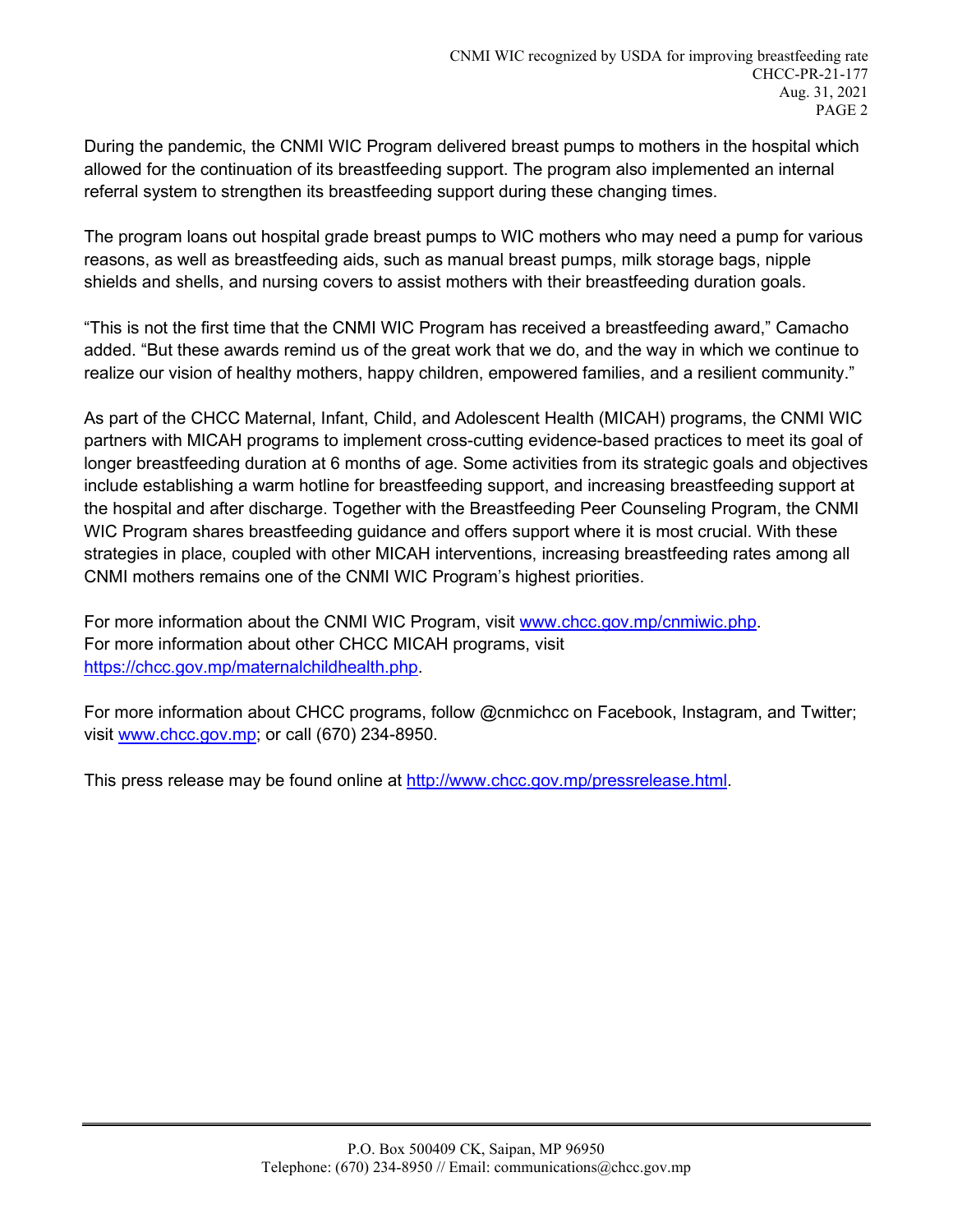During the pandemic, the CNMI WIC Program delivered breast pumps to mothers in the hospital which allowed for the continuation of its breastfeeding support. The program also implemented an internal referral system to strengthen its breastfeeding support during these changing times.

The program loans out hospital grade breast pumps to WIC mothers who may need a pump for various reasons, as well as breastfeeding aids, such as manual breast pumps, milk storage bags, nipple shields and shells, and nursing covers to assist mothers with their breastfeeding duration goals.

"This is not the first time that the CNMI WIC Program has received a breastfeeding award," Camacho added. "But these awards remind us of the great work that we do, and the way in which we continue to realize our vision of healthy mothers, happy children, empowered families, and a resilient community."

As part of the CHCC Maternal, Infant, Child, and Adolescent Health (MICAH) programs, the CNMI WIC partners with MICAH programs to implement cross-cutting evidence-based practices to meet its goal of longer breastfeeding duration at 6 months of age. Some activities from its strategic goals and objectives include establishing a warm hotline for breastfeeding support, and increasing breastfeeding support at the hospital and after discharge. Together with the Breastfeeding Peer Counseling Program, the CNMI WIC Program shares breastfeeding guidance and offers support where it is most crucial. With these strategies in place, coupled with other MICAH interventions, increasing breastfeeding rates among all CNMI mothers remains one of the CNMI WIC Program's highest priorities.

For more information about the CNMI WIC Program, visit [www.chcc.gov.mp/cnmiwic.php](www.chcc.gov.mp/cnmiwic.php).
For more information about other CHCC MICAH programs, visit [https://chcc.gov.mp/maternalchildhealth.php](https://chcc.gov.mp/maternalchildhealth.php).

For more information about CHCC programs, follow @cnmichcc on Facebook, Instagram, and Twitter; visit [www.chcc.gov.mp](www.chcc.gov.mp); or call (670) 234-8950.

This press release may be found online at [http://www.chcc.gov.mp/pressrelease.html](http://www.chcc.gov.mp/pressrelease.html).